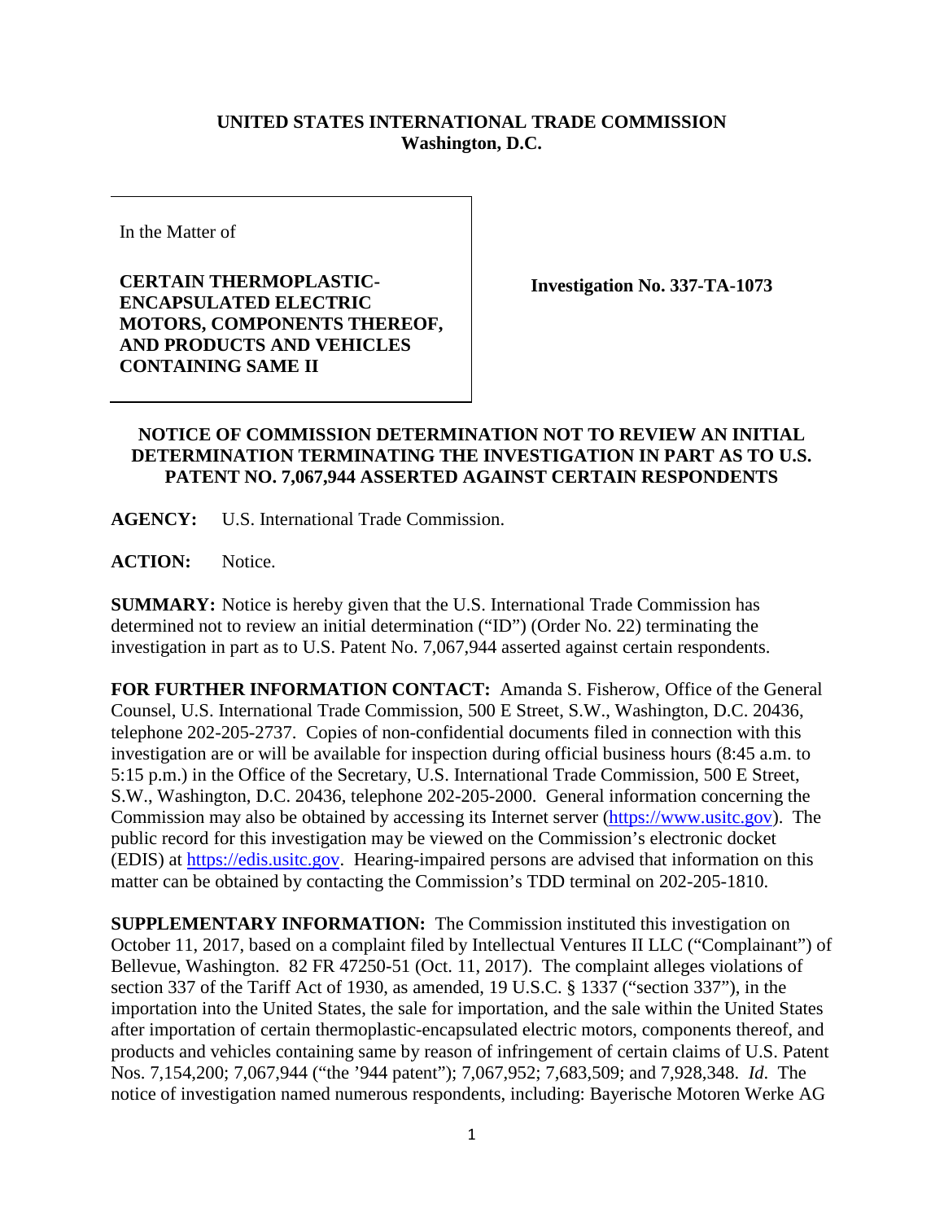**UNITED STATES INTERNATIONAL TRADE COMMISSION**
**Washington, D.C.**

In the Matter of

**CERTAIN THERMOPLASTIC-ENCAPSULATED ELECTRIC MOTORS, COMPONENTS THEREOF, AND PRODUCTS AND VEHICLES CONTAINING SAME II**

**Investigation No. 337-TA-1073**

**NOTICE OF COMMISSION DETERMINATION NOT TO REVIEW AN INITIAL DETERMINATION TERMINATING THE INVESTIGATION IN PART AS TO U.S. PATENT NO. 7,067,944 ASSERTED AGAINST CERTAIN RESPONDENTS**

**AGENCY:** U.S. International Trade Commission.

**ACTION:** Notice.

**SUMMARY:** Notice is hereby given that the U.S. International Trade Commission has determined not to review an initial determination ("ID") (Order No. 22) terminating the investigation in part as to U.S. Patent No. 7,067,944 asserted against certain respondents.

**FOR FURTHER INFORMATION CONTACT:** Amanda S. Fisherow, Office of the General Counsel, U.S. International Trade Commission, 500 E Street, S.W., Washington, D.C. 20436, telephone 202-205-2737. Copies of non-confidential documents filed in connection with this investigation are or will be available for inspection during official business hours (8:45 a.m. to 5:15 p.m.) in the Office of the Secretary, U.S. International Trade Commission, 500 E Street, S.W., Washington, D.C. 20436, telephone 202-205-2000. General information concerning the Commission may also be obtained by accessing its Internet server (https://www.usitc.gov). The public record for this investigation may be viewed on the Commission's electronic docket (EDIS) at https://edis.usitc.gov. Hearing-impaired persons are advised that information on this matter can be obtained by contacting the Commission's TDD terminal on 202-205-1810.

**SUPPLEMENTARY INFORMATION:** The Commission instituted this investigation on October 11, 2017, based on a complaint filed by Intellectual Ventures II LLC ("Complainant") of Bellevue, Washington. 82 FR 47250-51 (Oct. 11, 2017). The complaint alleges violations of section 337 of the Tariff Act of 1930, as amended, 19 U.S.C. § 1337 ("section 337"), in the importation into the United States, the sale for importation, and the sale within the United States after importation of certain thermoplastic-encapsulated electric motors, components thereof, and products and vehicles containing same by reason of infringement of certain claims of U.S. Patent Nos. 7,154,200; 7,067,944 ("the '944 patent"); 7,067,952; 7,683,509; and 7,928,348. *Id.* The notice of investigation named numerous respondents, including: Bayerische Motoren Werke AG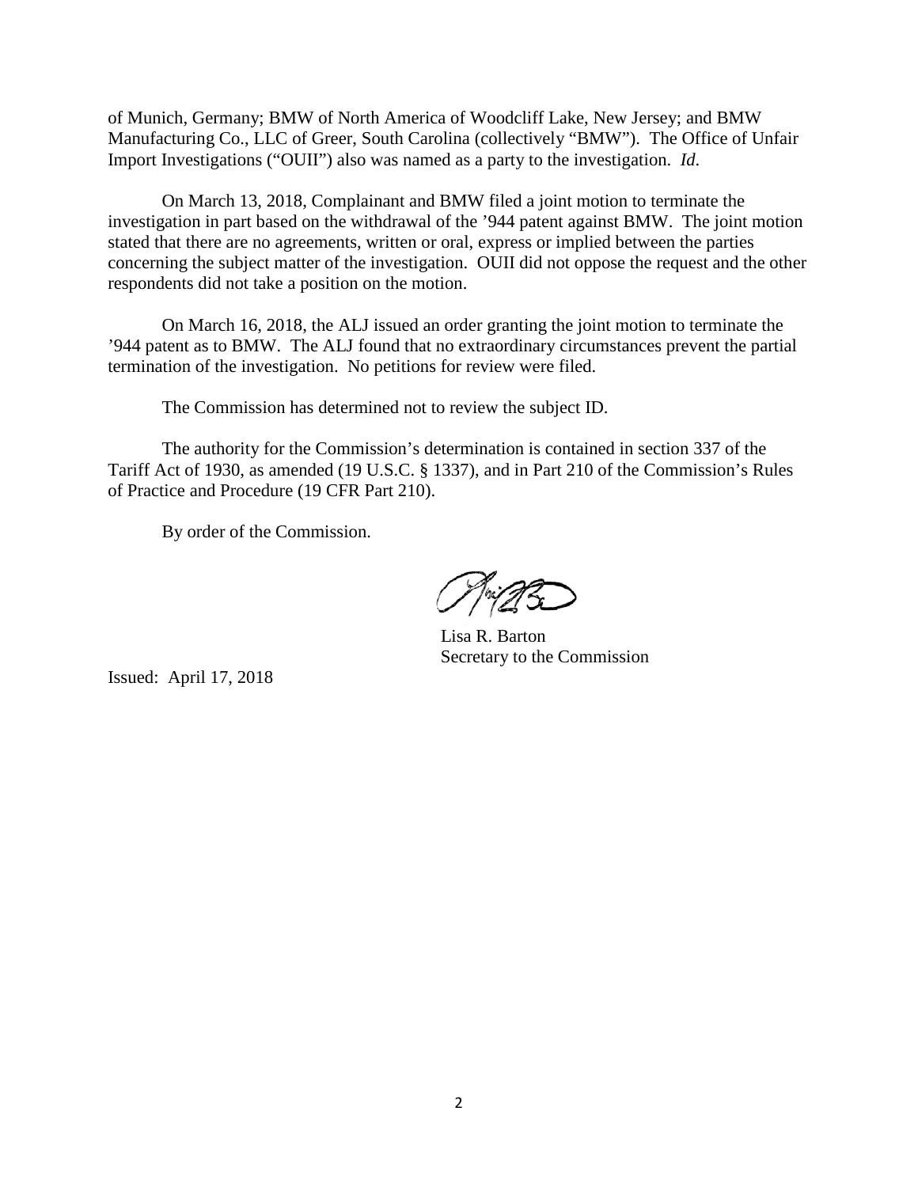of Munich, Germany; BMW of North America of Woodcliff Lake, New Jersey; and BMW Manufacturing Co., LLC of Greer, South Carolina (collectively "BMW"). The Office of Unfair Import Investigations ("OUII") also was named as a party to the investigation. *Id*.

On March 13, 2018, Complainant and BMW filed a joint motion to terminate the investigation in part based on the withdrawal of the '944 patent against BMW. The joint motion stated that there are no agreements, written or oral, express or implied between the parties concerning the subject matter of the investigation. OUII did not oppose the request and the other respondents did not take a position on the motion.

On March 16, 2018, the ALJ issued an order granting the joint motion to terminate the '944 patent as to BMW. The ALJ found that no extraordinary circumstances prevent the partial termination of the investigation. No petitions for review were filed.

The Commission has determined not to review the subject ID.

The authority for the Commission's determination is contained in section 337 of the Tariff Act of 1930, as amended (19 U.S.C. § 1337), and in Part 210 of the Commission's Rules of Practice and Procedure (19 CFR Part 210).

By order of the Commission.

Lisa R. Barton
Secretary to the Commission

Issued: April 17, 2018